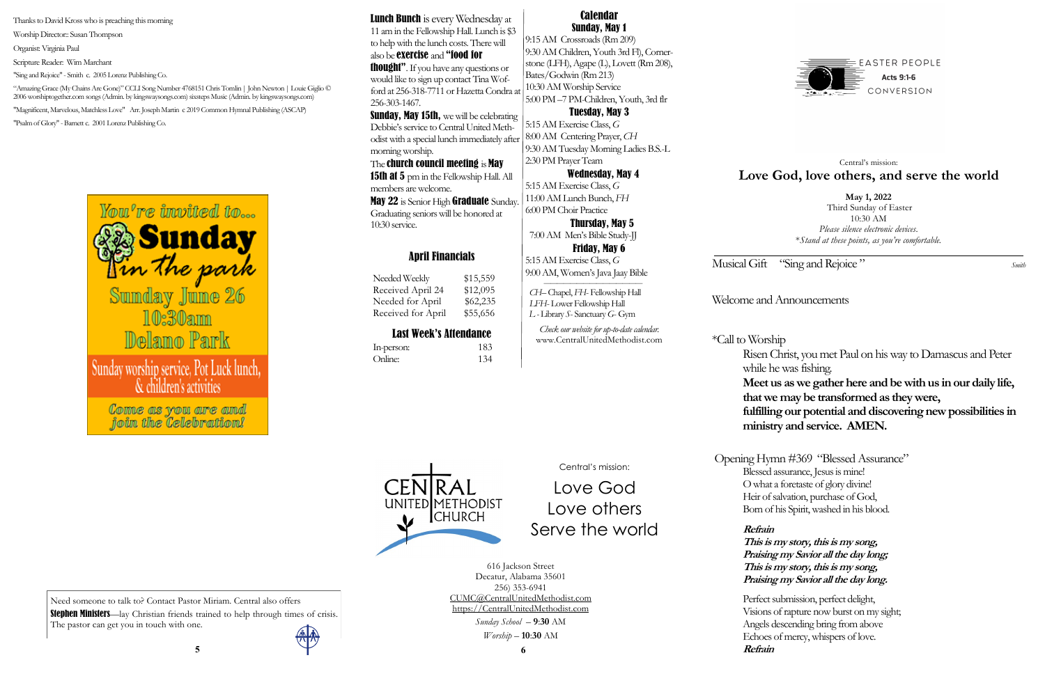Thanks to David Kross who is preaching this morning

Worship Director: Susan Thompson

Organist: Virginia Paul

Scripture Reader: Wim Marchant

"Sing and Rejoice" - Smith c. 2005 Lorenz Publishing Co.

"Amazing Grace (My Chains Are Gone)" CCLI Song Number 4768151 Chris Tomlin | John Newton | Louie Giglio © 2006 worshiptogether.com songs (Admin. by kingswaysongs.com) sixsteps Music (Admin. by kingswaysongs.com)

"Magnificent, Marvelous, Matchless Love" Arr. Joseph Martin c 2019 Common Hymnal Publishing (ASCAP)

"Psalm of Glory" - Barnett c. 2001 Lorenz Publishing Co.

You're invited to...

**Sunday in the park**

Sunday June 26

10:30am

Delano Park

Sunday worship service, Pot Luck lunch, & children's activities

*Come as you are and join the Celebration!*

Need someone to talk to? Contact Pastor Miriam. Central also offers **Stephen Ministers**—lay Christian friends trained to help through times of crisis. The pastor can get you in touch with one.

**Lunch Bunch** is every Wednesday at 11 am in the Fellowship Hall. Lunch is $3 to help with the lunch costs. There will also be **exercise** and **"food for thought"**. If you have any questions or would like to sign up contact Tina Wofford at 256-318-7711 or Hazetta Condra at 256-303-1467.

**Sunday, May 15th,** we will be celebrating Debbie's service to Central United Methodist with a special lunch immediately after morning worship.

The **church council meeting** is **May 15th at 5** pm in the Fellowship Hall. All members are welcome.

**May 22** is Senior High **Graduate** Sunday. Graduating seniors will be honored at 10:30 service.

## April Financials

| | |
|---|---|
| Needed Weekly | $15,559 |
| Received April 24 | $12,095 |
| Needed for April | $62,235 |
| Received for April | $55,656 |

## Last Week's Attendance

| | |
|---|---|
| In-person: | 183 |
| Online: | 134 |

## Calendar

**Sunday, May 1**

9:15 AM Crossroads (Rm 209)

9:30 AM Children, Youth 3rd Fl), Cornerstone (LFH), Agape (L), Lovett (Rm 208), Bates/Godwin (Rm 213)

10:30 AM Worship Service

5:00 PM –7 PM-Children, Youth, 3rd flr

**Tuesday, May 3**

5:15 AM Exercise Class, *G*

8:00 AM Centering Prayer, *CH*

9:30 AM Tuesday Morning Ladies B.S.-L

2:30 PM Prayer Team

**Wednesday, May 4**

5:15 AM Exercise Class, *G*

11:00 AM Lunch Bunch, *FH*

6:00 PM Choir Practice

**Thursday, May 5**

7:00 AM Men's Bible Study-JJ

**Friday, May 6**

5:15 AM Exercise Class, *G*

9:00 AM, Women's Java Jaay Bible

*CH*– Chapel, *FH*- Fellowship Hall
*LFH*- Lower Fellowship Hall
*L* - Library *S*- Sanctuary *G*- Gym

*Check our website for up-to-date calendar.*
www.CentralUnitedMethodist.com

CENTRAL UNITED METHODIST CHURCH

Central's mission:

Love God
Love others
Serve the world

616 Jackson Street
Decatur, Alabama 35601
256) 353-6941
CUMC@CentralUnitedMethodist.com
https://CentralUnitedMethodist.com

*Sunday School* – **9:30** AM

*Worship* – **10:30** AM

EASTER PEOPLE
**Acts 9:1-6**
CONVERSION

Central's mission:

## Love God, love others, and serve the world

**May 1, 2022**
Third Sunday of Easter
10:30 AM
*Please silence electronic devices.*
*\*Stand at these points, as you're comfortable.*

Musical Gift "Sing and Rejoice" *Smith*

Welcome and Announcements

\*Call to Worship

Risen Christ, you met Paul on his way to Damascus and Peter while he was fishing.

**Meet us as we gather here and be with us in our daily life, that we may be transformed as they were, fulfilling our potential and discovering new possibilities in ministry and service. AMEN.**

Opening Hymn #369 "Blessed Assurance"

Blessed assurance, Jesus is mine!
O what a foretaste of glory divine!
Heir of salvation, purchase of God,
Born of his Spirit, washed in his blood.

***Refrain***
***This is my story, this is my song,***
***Praising my Savior all the day long;***
***This is my story, this is my song,***
***Praising my Savior all the day long.***

Perfect submission, perfect delight,
Visions of rapture now burst on my sight;
Angels descending bring from above
Echoes of mercy, whispers of love.
***Refrain***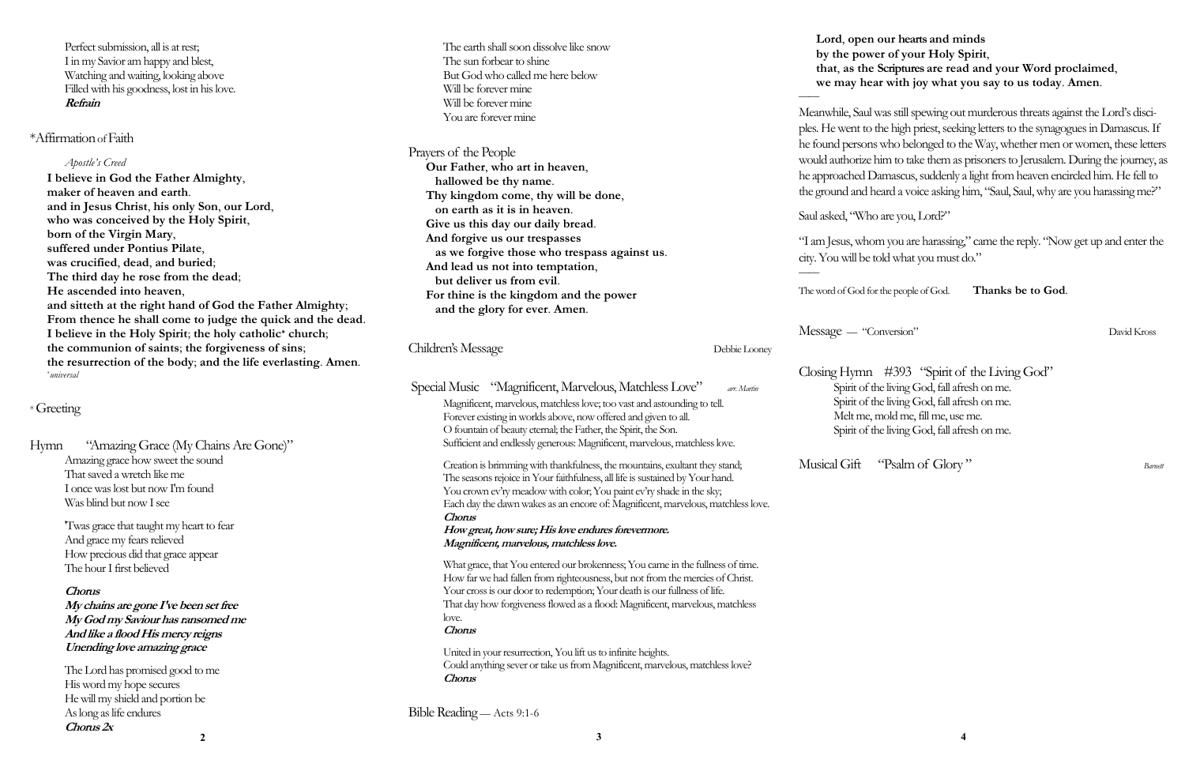Perfect submission, all is at rest;
I in my Savior am happy and blest,
Watching and waiting, looking above
Filled with his goodness, lost in his love.
***Refrain***

## *Affirmation of Faith

*Apostle's Creed*

**I believe in God the Father Almighty,**
**maker of heaven and earth.**
**and in Jesus Christ, his only Son, our Lord,**
**who was conceived by the Holy Spirit,**
**born of the Virgin Mary,**
**suffered under Pontius Pilate,**
**was crucified, dead, and buried;**
**The third day he rose from the dead;**
**He ascended into heaven,**
**and sitteth at the right hand of God the Father Almighty;**
**From thence he shall come to judge the quick and the dead.**
**I believe in the Holy Spirit; the holy catholic* church;**
**the communion of saints; the forgiveness of sins;**
**the resurrection of the body; and the life everlasting. Amen.**
**universal*

## * Greeting

## Hymn "Amazing Grace (My Chains Are Gone)"

Amazing grace how sweet the sound
That saved a wretch like me
I once was lost but now I'm found
Was blind but now I see

'Twas grace that taught my heart to fear
And grace my fears relieved
How precious did that grace appear
The hour I first believed

***Chorus***
***My chains are gone I've been set free***
***My God my Saviour has ransomed me***
***And like a flood His mercy reigns***
***Unending love amazing grace***

The Lord has promised good to me
His word my hope secures
He will my shield and portion be
As long as life endures
***Chorus 2x***

The earth shall soon dissolve like snow
The sun forbear to shine
But God who called me here below
Will be forever mine
Will be forever mine
You are forever mine

## Prayers of the People

**Our Father, who art in heaven,**
**hallowed be thy name.**
**Thy kingdom come, thy will be done,**
**on earth as it is in heaven.**
**Give us this day our daily bread.**
**And forgive us our trespasses**
**as we forgive those who trespass against us.**
**And lead us not into temptation,**
**but deliver us from evil.**
**For thine is the kingdom and the power**
**and the glory for ever. Amen.**

## Children's Message — Debbie Looney

## Special Music "Magnificent, Marvelous, Matchless Love" *arr. Martin*

Magnificent, marvelous, matchless love; too vast and astounding to tell.
Forever existing in worlds above, now offered and given to all.
O fountain of beauty eternal; the Father, the Spirit, the Son.
Sufficient and endlessly generous: Magnificent, marvelous, matchless love.

Creation is brimming with thankfulness, the mountains, exultant they stand;
The seasons rejoice in Your faithfulness, all life is sustained by Your hand.
You crown ev'ry meadow with color; You paint ev'ry shade in the sky;
Each day the dawn wakes as an encore of: Magnificent, marvelous, matchless love.
***Chorus***
***How great, how sure; His love endures forevermore.***
***Magnificent, marvelous, matchless love.***

What grace, that You entered our brokenness; You came in the fullness of time.
How far we had fallen from righteousness, but not from the mercies of Christ.
Your cross is our door to redemption; Your death is our fullness of life.
That day how forgiveness flowed as a flood: Magnificent, marvelous, matchless love.
***Chorus***

United in your resurrection, You lift us to infinite heights.
Could anything sever or take us from Magnificent, marvelous, matchless love?
***Chorus***

## Bible Reading — Acts 9:1-6

**Lord, open our hearts and minds**
**by the power of your Holy Spirit,**
**that, as the Scriptures are read and your Word proclaimed,**
**we may hear with joy what you say to us today. Amen.**

——

Meanwhile, Saul was still spewing out murderous threats against the Lord's disciples. He went to the high priest, seeking letters to the synagogues in Damascus. If he found persons who belonged to the Way, whether men or women, these letters would authorize him to take them as prisoners to Jerusalem. During the journey, as he approached Damascus, suddenly a light from heaven encircled him. He fell to the ground and heard a voice asking him, "Saul, Saul, why are you harassing me?"

Saul asked, "Who are you, Lord?"

"I am Jesus, whom you are harassing," came the reply. "Now get up and enter the city. You will be told what you must do."

——

The word of God for the people of God. **Thanks be to God.**

## Message — "Conversion" — David Kross

## Closing Hymn #393 "Spirit of the Living God"

Spirit of the living God, fall afresh on me.
Spirit of the living God, fall afresh on me.
Melt me, mold me, fill me, use me.
Spirit of the living God, fall afresh on me.

## Musical Gift "Psalm of Glory" *Barnett*